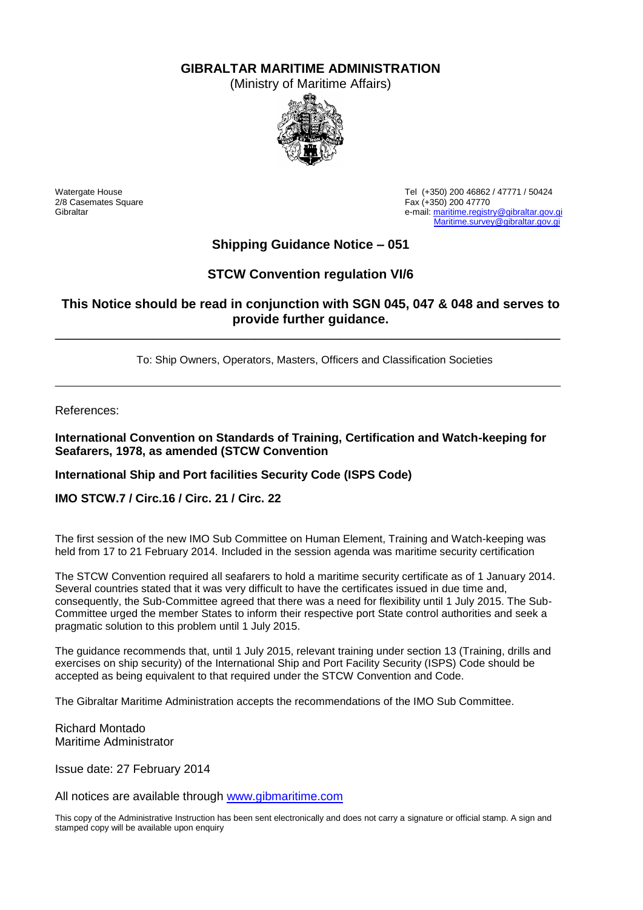# GIBRALTAR MARITIME ADMINISTRATION

(Ministry of Maritime Affairs)

Watergate House
2/8 Casemates Square
Gibraltar

Tel (+350) 200 46862 / 47771 / 50424
Fax (+350) 200 47770
e-mail: maritime.registry@gibraltar.gov.gi
Maritime.survey@gibraltar.gov.gi

## Shipping Guidance Notice – 051

## STCW Convention regulation VI/6

## This Notice should be read in conjunction with SGN 045, 047 & 048 and serves to provide further guidance.

---

To: Ship Owners, Operators, Masters, Officers and Classification Societies

---

References:

**International Convention on Standards of Training, Certification and Watch-keeping for Seafarers, 1978, as amended (STCW Convention**

**International Ship and Port facilities Security Code (ISPS Code)**

**IMO STCW.7 / Circ.16 / Circ. 21 / Circ. 22**

The first session of the new IMO Sub Committee on Human Element, Training and Watch-keeping was held from 17 to 21 February 2014. Included in the session agenda was maritime security certification

The STCW Convention required all seafarers to hold a maritime security certificate as of 1 January 2014. Several countries stated that it was very difficult to have the certificates issued in due time and, consequently, the Sub-Committee agreed that there was a need for flexibility until 1 July 2015. The Sub-Committee urged the member States to inform their respective port State control authorities and seek a pragmatic solution to this problem until 1 July 2015.

The guidance recommends that, until 1 July 2015, relevant training under section 13 (Training, drills and exercises on ship security) of the International Ship and Port Facility Security (ISPS) Code should be accepted as being equivalent to that required under the STCW Convention and Code.

The Gibraltar Maritime Administration accepts the recommendations of the IMO Sub Committee.

Richard Montado
Maritime Administrator

Issue date: 27 February 2014

All notices are available through www.gibmaritime.com

This copy of the Administrative Instruction has been sent electronically and does not carry a signature or official stamp. A sign and stamped copy will be available upon enquiry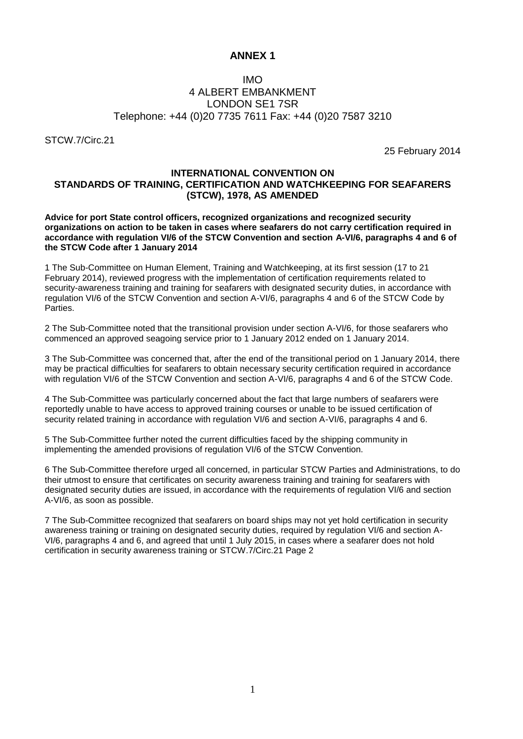# ANNEX 1

IMO
4 ALBERT EMBANKMENT
LONDON SE1 7SR
Telephone: +44 (0)20 7735 7611 Fax: +44 (0)20 7587 3210

STCW.7/Circ.21

25 February 2014

## INTERNATIONAL CONVENTION ON STANDARDS OF TRAINING, CERTIFICATION AND WATCHKEEPING FOR SEAFARERS (STCW), 1978, AS AMENDED

**Advice for port State control officers, recognized organizations and recognized security organizations on action to be taken in cases where seafarers do not carry certification required in accordance with regulation VI/6 of the STCW Convention and section A-VI/6, paragraphs 4 and 6 of the STCW Code after 1 January 2014**

1 The Sub-Committee on Human Element, Training and Watchkeeping, at its first session (17 to 21 February 2014), reviewed progress with the implementation of certification requirements related to security-awareness training and training for seafarers with designated security duties, in accordance with regulation VI/6 of the STCW Convention and section A-VI/6, paragraphs 4 and 6 of the STCW Code by Parties.

2 The Sub-Committee noted that the transitional provision under section A-VI/6, for those seafarers who commenced an approved seagoing service prior to 1 January 2012 ended on 1 January 2014.

3 The Sub-Committee was concerned that, after the end of the transitional period on 1 January 2014, there may be practical difficulties for seafarers to obtain necessary security certification required in accordance with regulation VI/6 of the STCW Convention and section A-VI/6, paragraphs 4 and 6 of the STCW Code.

4 The Sub-Committee was particularly concerned about the fact that large numbers of seafarers were reportedly unable to have access to approved training courses or unable to be issued certification of security related training in accordance with regulation VI/6 and section A-VI/6, paragraphs 4 and 6.

5 The Sub-Committee further noted the current difficulties faced by the shipping community in implementing the amended provisions of regulation VI/6 of the STCW Convention.

6 The Sub-Committee therefore urged all concerned, in particular STCW Parties and Administrations, to do their utmost to ensure that certificates on security awareness training and training for seafarers with designated security duties are issued, in accordance with the requirements of regulation VI/6 and section A-VI/6, as soon as possible.

7 The Sub-Committee recognized that seafarers on board ships may not yet hold certification in security awareness training or training on designated security duties, required by regulation VI/6 and section A-VI/6, paragraphs 4 and 6, and agreed that until 1 July 2015, in cases where a seafarer does not hold certification in security awareness training or STCW.7/Circ.21 Page 2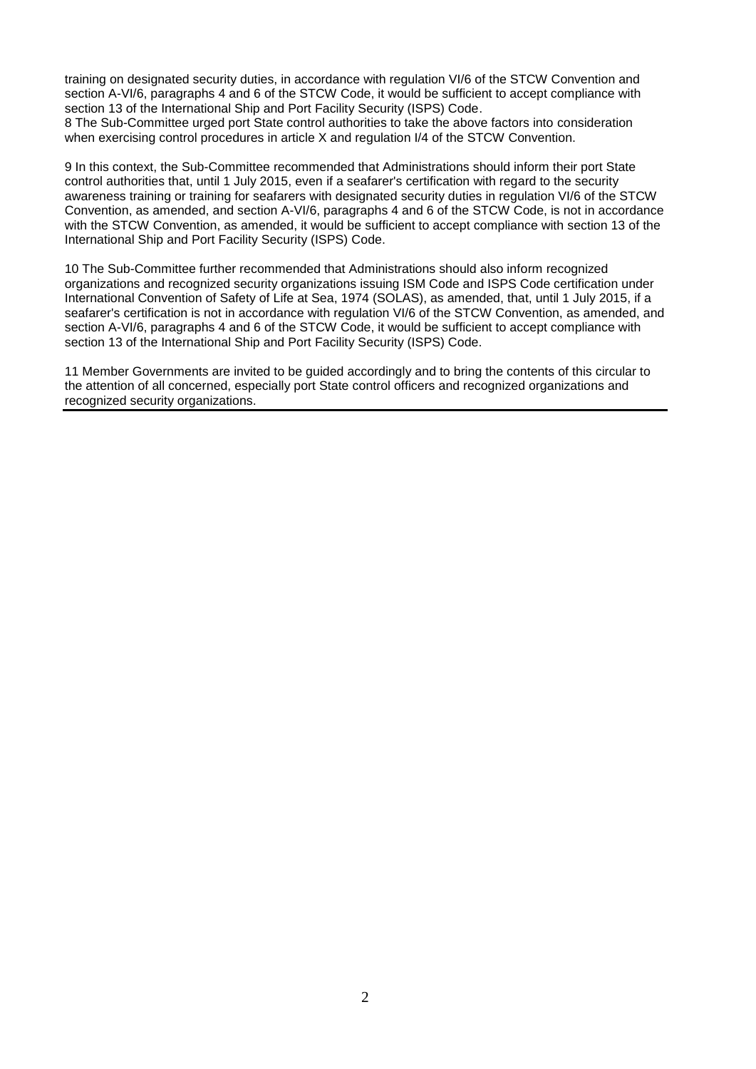training on designated security duties, in accordance with regulation VI/6 of the STCW Convention and section A-VI/6, paragraphs 4 and 6 of the STCW Code, it would be sufficient to accept compliance with section 13 of the International Ship and Port Facility Security (ISPS) Code.

8 The Sub-Committee urged port State control authorities to take the above factors into consideration when exercising control procedures in article X and regulation I/4 of the STCW Convention.

9 In this context, the Sub-Committee recommended that Administrations should inform their port State control authorities that, until 1 July 2015, even if a seafarer's certification with regard to the security awareness training or training for seafarers with designated security duties in regulation VI/6 of the STCW Convention, as amended, and section A-VI/6, paragraphs 4 and 6 of the STCW Code, is not in accordance with the STCW Convention, as amended, it would be sufficient to accept compliance with section 13 of the International Ship and Port Facility Security (ISPS) Code.

10 The Sub-Committee further recommended that Administrations should also inform recognized organizations and recognized security organizations issuing ISM Code and ISPS Code certification under International Convention of Safety of Life at Sea, 1974 (SOLAS), as amended, that, until 1 July 2015, if a seafarer's certification is not in accordance with regulation VI/6 of the STCW Convention, as amended, and section A-VI/6, paragraphs 4 and 6 of the STCW Code, it would be sufficient to accept compliance with section 13 of the International Ship and Port Facility Security (ISPS) Code.

11 Member Governments are invited to be guided accordingly and to bring the contents of this circular to the attention of all concerned, especially port State control officers and recognized organizations and recognized security organizations.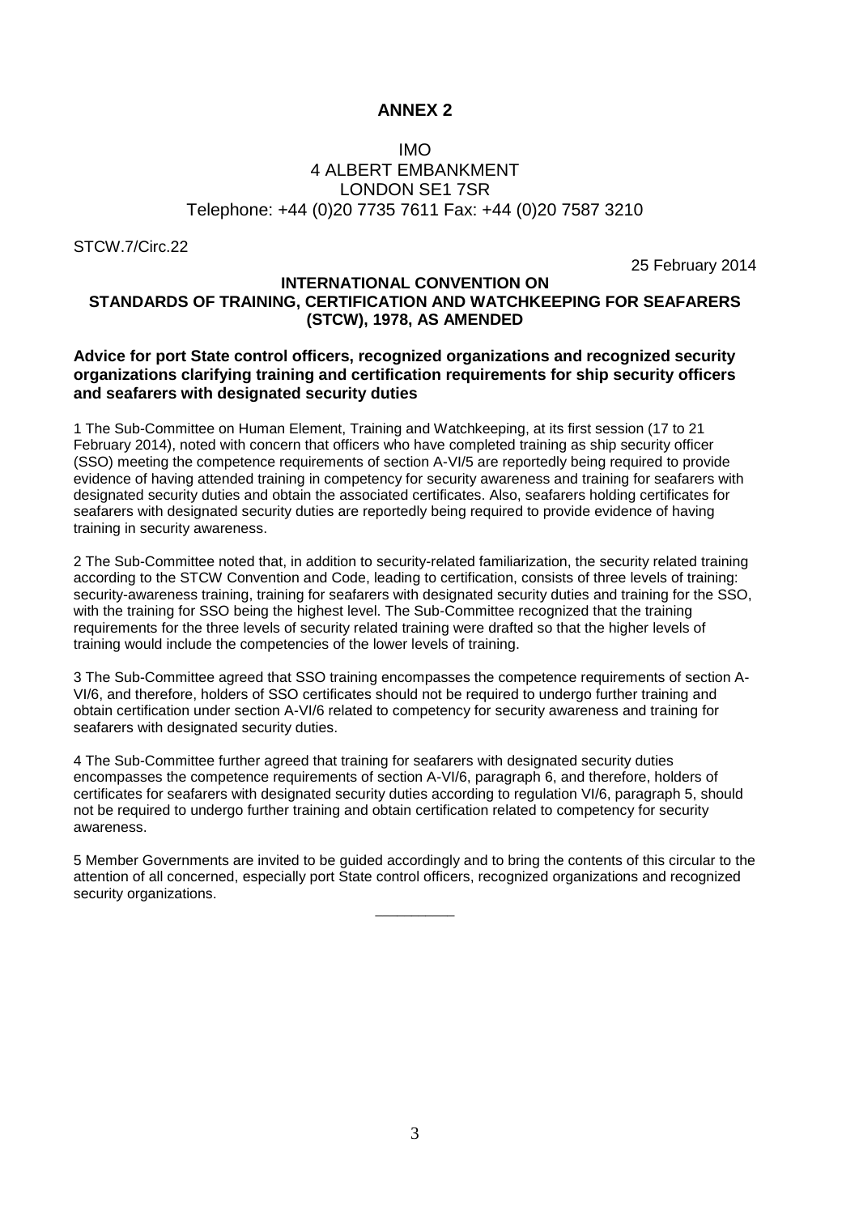# ANNEX 2

IMO
4 ALBERT EMBANKMENT
LONDON SE1 7SR
Telephone: +44 (0)20 7735 7611 Fax: +44 (0)20 7587 3210

STCW.7/Circ.22

25 February 2014

**INTERNATIONAL CONVENTION ON STANDARDS OF TRAINING, CERTIFICATION AND WATCHKEEPING FOR SEAFARERS (STCW), 1978, AS AMENDED**

**Advice for port State control officers, recognized organizations and recognized security organizations clarifying training and certification requirements for ship security officers and seafarers with designated security duties**

1 The Sub-Committee on Human Element, Training and Watchkeeping, at its first session (17 to 21 February 2014), noted with concern that officers who have completed training as ship security officer (SSO) meeting the competence requirements of section A-VI/5 are reportedly being required to provide evidence of having attended training in competency for security awareness and training for seafarers with designated security duties and obtain the associated certificates. Also, seafarers holding certificates for seafarers with designated security duties are reportedly being required to provide evidence of having training in security awareness.

2 The Sub-Committee noted that, in addition to security-related familiarization, the security related training according to the STCW Convention and Code, leading to certification, consists of three levels of training: security-awareness training, training for seafarers with designated security duties and training for the SSO, with the training for SSO being the highest level. The Sub-Committee recognized that the training requirements for the three levels of security related training were drafted so that the higher levels of training would include the competencies of the lower levels of training.

3 The Sub-Committee agreed that SSO training encompasses the competence requirements of section A-VI/6, and therefore, holders of SSO certificates should not be required to undergo further training and obtain certification under section A-VI/6 related to competency for security awareness and training for seafarers with designated security duties.

4 The Sub-Committee further agreed that training for seafarers with designated security duties encompasses the competence requirements of section A-VI/6, paragraph 6, and therefore, holders of certificates for seafarers with designated security duties according to regulation VI/6, paragraph 5, should not be required to undergo further training and obtain certification related to competency for security awareness.

5 Member Governments are invited to be guided accordingly and to bring the contents of this circular to the attention of all concerned, especially port State control officers, recognized organizations and recognized security organizations.

___________